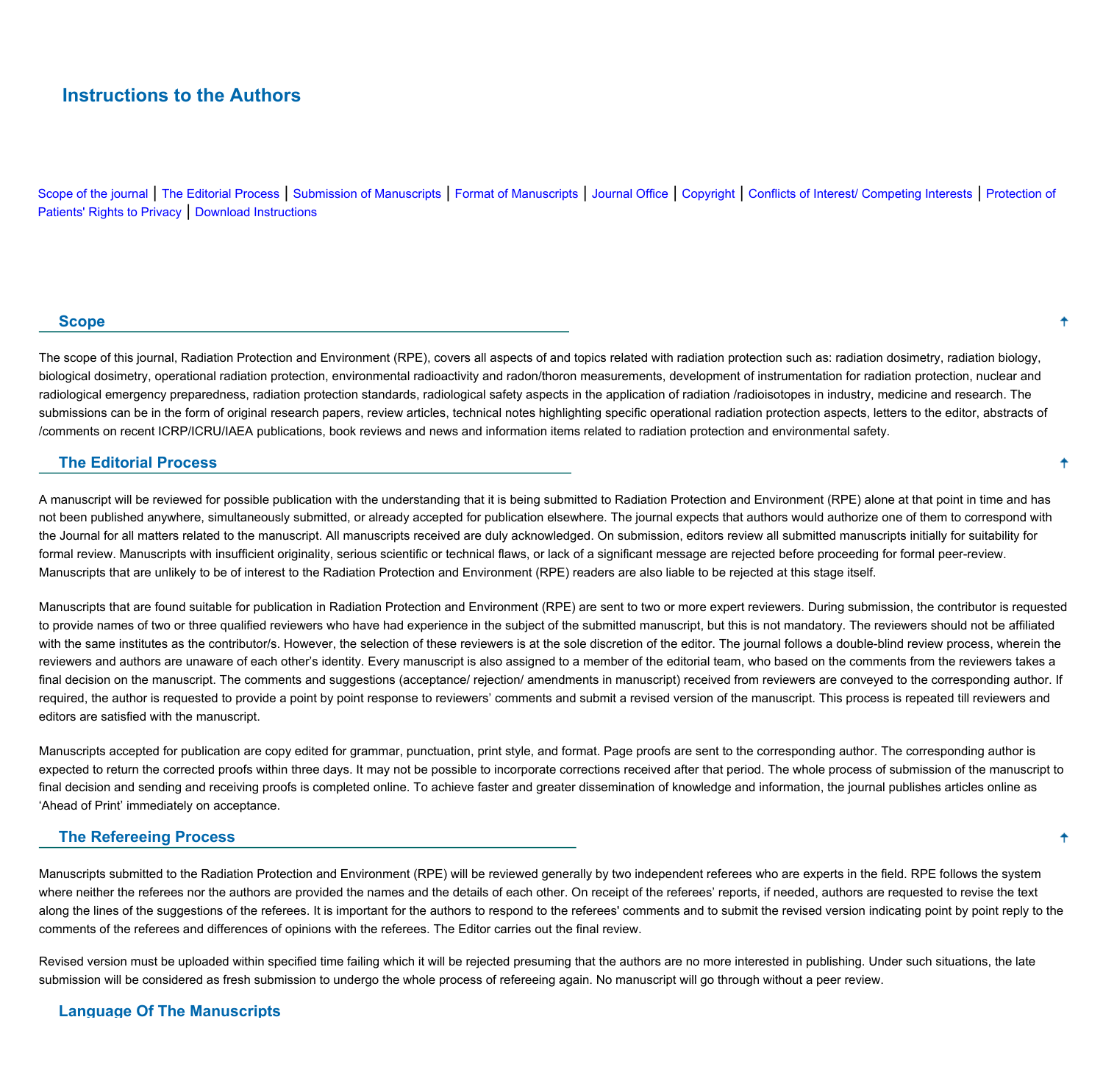# Instructions to the Authors

Scope of the journal | The Editorial Process | Submission of Manuscripts | Format of Manuscripts | Journal Office | Copyright | Conflicts of Interest/ Competing Interests | Protection of Patients' Rights to Privacy | Download Instructions

## Scope

The scope of this journal, Radiation Protection and Environment (RPE), covers all aspects of and topics related with radiation protection such as: radiation dosimetry, radiation biology, biological dosimetry, operational radiation protection, environmental radioactivity and radon/thoron measurements, development of instrumentation for radiation protection, nuclear and radiological emergency preparedness, radiation protection standards, radiological safety aspects in the application of radiation /radioisotopes in industry, medicine and research. The submissions can be in the form of original research papers, review articles, technical notes highlighting specific operational radiation protection aspects, letters to the editor, abstracts of /comments on recent ICRP/ICRU/IAEA publications, book reviews and news and information items related to radiation protection and environmental safety.

## The Editorial Process

A manuscript will be reviewed for possible publication with the understanding that it is being submitted to Radiation Protection and Environment (RPE) alone at that point in time and has not been published anywhere, simultaneously submitted, or already accepted for publication elsewhere. The journal expects that authors would authorize one of them to correspond with the Journal for all matters related to the manuscript. All manuscripts received are duly acknowledged. On submission, editors review all submitted manuscripts initially for suitability for formal review. Manuscripts with insufficient originality, serious scientific or technical flaws, or lack of a significant message are rejected before proceeding for formal peer-review. Manuscripts that are unlikely to be of interest to the Radiation Protection and Environment (RPE) readers are also liable to be rejected at this stage itself.

Manuscripts that are found suitable for publication in Radiation Protection and Environment (RPE) are sent to two or more expert reviewers. During submission, the contributor is requested to provide names of two or three qualified reviewers who have had experience in the subject of the submitted manuscript, but this is not mandatory. The reviewers should not be affiliated with the same institutes as the contributor/s. However, the selection of these reviewers is at the sole discretion of the editor. The journal follows a double-blind review process, wherein the reviewers and authors are unaware of each other's identity. Every manuscript is also assigned to a member of the editorial team, who based on the comments from the reviewers takes a final decision on the manuscript. The comments and suggestions (acceptance/ rejection/ amendments in manuscript) received from reviewers are conveyed to the corresponding author. If required, the author is requested to provide a point by point response to reviewers' comments and submit a revised version of the manuscript. This process is repeated till reviewers and editors are satisfied with the manuscript.

Manuscripts accepted for publication are copy edited for grammar, punctuation, print style, and format. Page proofs are sent to the corresponding author. The corresponding author is expected to return the corrected proofs within three days. It may not be possible to incorporate corrections received after that period. The whole process of submission of the manuscript to final decision and sending and receiving proofs is completed online. To achieve faster and greater dissemination of knowledge and information, the journal publishes articles online as 'Ahead of Print' immediately on acceptance.

## The Refereeing Process

Manuscripts submitted to the Radiation Protection and Environment (RPE) will be reviewed generally by two independent referees who are experts in the field. RPE follows the system where neither the referees nor the authors are provided the names and the details of each other. On receipt of the referees' reports, if needed, authors are requested to revise the text along the lines of the suggestions of the referees. It is important for the authors to respond to the referees' comments and to submit the revised version indicating point by point reply to the comments of the referees and differences of opinions with the referees. The Editor carries out the final review.

Revised version must be uploaded within specified time failing which it will be rejected presuming that the authors are no more interested in publishing. Under such situations, the late submission will be considered as fresh submission to undergo the whole process of refereeing again. No manuscript will go through without a peer review.

## Language Of The Manuscripts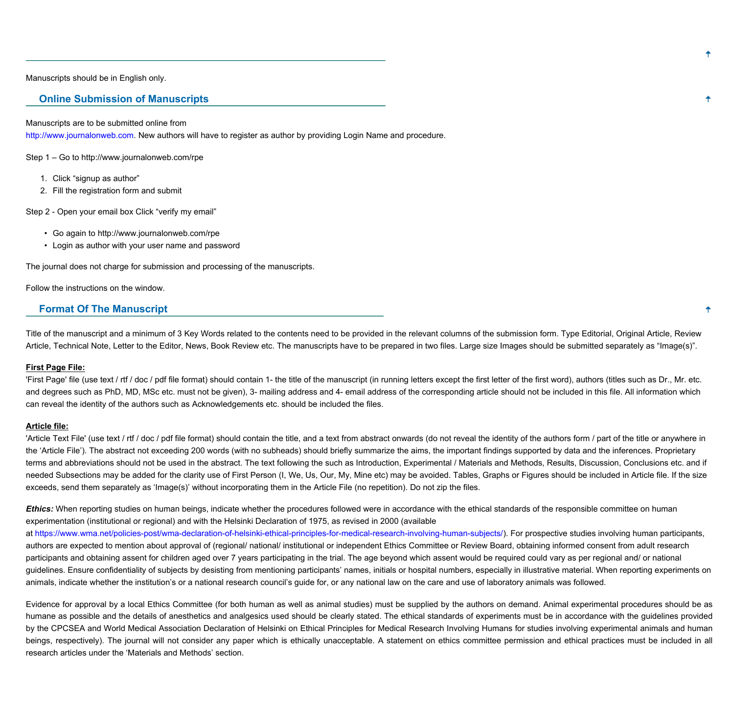Manuscripts should be in English only.

## Online Submission of Manuscripts

Manuscripts are to be submitted online from
http://www.journalonweb.com. New authors will have to register as author by providing Login Name and procedure.

Step 1 – Go to http://www.journalonweb.com/rpe

1. Click "signup as author"
2. Fill the registration form and submit

Step 2 - Open your email box Click "verify my email"

- Go again to http://www.journalonweb.com/rpe
- Login as author with your user name and password

The journal does not charge for submission and processing of the manuscripts.

Follow the instructions on the window.

## Format Of The Manuscript

Title of the manuscript and a minimum of 3 Key Words related to the contents need to be provided in the relevant columns of the submission form. Type Editorial, Original Article, Review Article, Technical Note, Letter to the Editor, News, Book Review etc. The manuscripts have to be prepared in two files. Large size Images should be submitted separately as "Image(s)".

**First Page File:**
'First Page' file (use text / rtf / doc / pdf file format) should contain 1- the title of the manuscript (in running letters except the first letter of the first word), authors (titles such as Dr., Mr. etc. and degrees such as PhD, MD, MSc etc. must not be given), 3- mailing address and 4- email address of the corresponding article should not be included in this file. All information which can reveal the identity of the authors such as Acknowledgements etc. should be included the files.

**Article file:**
'Article Text File' (use text / rtf / doc / pdf file format) should contain the title, and a text from abstract onwards (do not reveal the identity of the authors form / part of the title or anywhere in the 'Article File'). The abstract not exceeding 200 words (with no subheads) should briefly summarize the aims, the important findings supported by data and the inferences. Proprietary terms and abbreviations should not be used in the abstract. The text following the such as Introduction, Experimental / Materials and Methods, Results, Discussion, Conclusions etc. and if needed Subsections may be added for the clarity use of First Person (I, We, Us, Our, My, Mine etc) may be avoided. Tables, Graphs or Figures should be included in Article file. If the size exceeds, send them separately as 'Image(s)' without incorporating them in the Article File (no repetition). Do not zip the files.

***Ethics:*** When reporting studies on human beings, indicate whether the procedures followed were in accordance with the ethical standards of the responsible committee on human experimentation (institutional or regional) and with the Helsinki Declaration of 1975, as revised in 2000 (available at https://www.wma.net/policies-post/wma-declaration-of-helsinki-ethical-principles-for-medical-research-involving-human-subjects/). For prospective studies involving human participants, authors are expected to mention about approval of (regional/ national/ institutional or independent Ethics Committee or Review Board, obtaining informed consent from adult research participants and obtaining assent for children aged over 7 years participating in the trial. The age beyond which assent would be required could vary as per regional and/ or national guidelines. Ensure confidentiality of subjects by desisting from mentioning participants' names, initials or hospital numbers, especially in illustrative material. When reporting experiments on animals, indicate whether the institution's or a national research council's guide for, or any national law on the care and use of laboratory animals was followed.

Evidence for approval by a local Ethics Committee (for both human as well as animal studies) must be supplied by the authors on demand. Animal experimental procedures should be as humane as possible and the details of anesthetics and analgesics used should be clearly stated. The ethical standards of experiments must be in accordance with the guidelines provided by the CPCSEA and World Medical Association Declaration of Helsinki on Ethical Principles for Medical Research Involving Humans for studies involving experimental animals and human beings, respectively). The journal will not consider any paper which is ethically unacceptable. A statement on ethics committee permission and ethical practices must be included in all research articles under the 'Materials and Methods' section.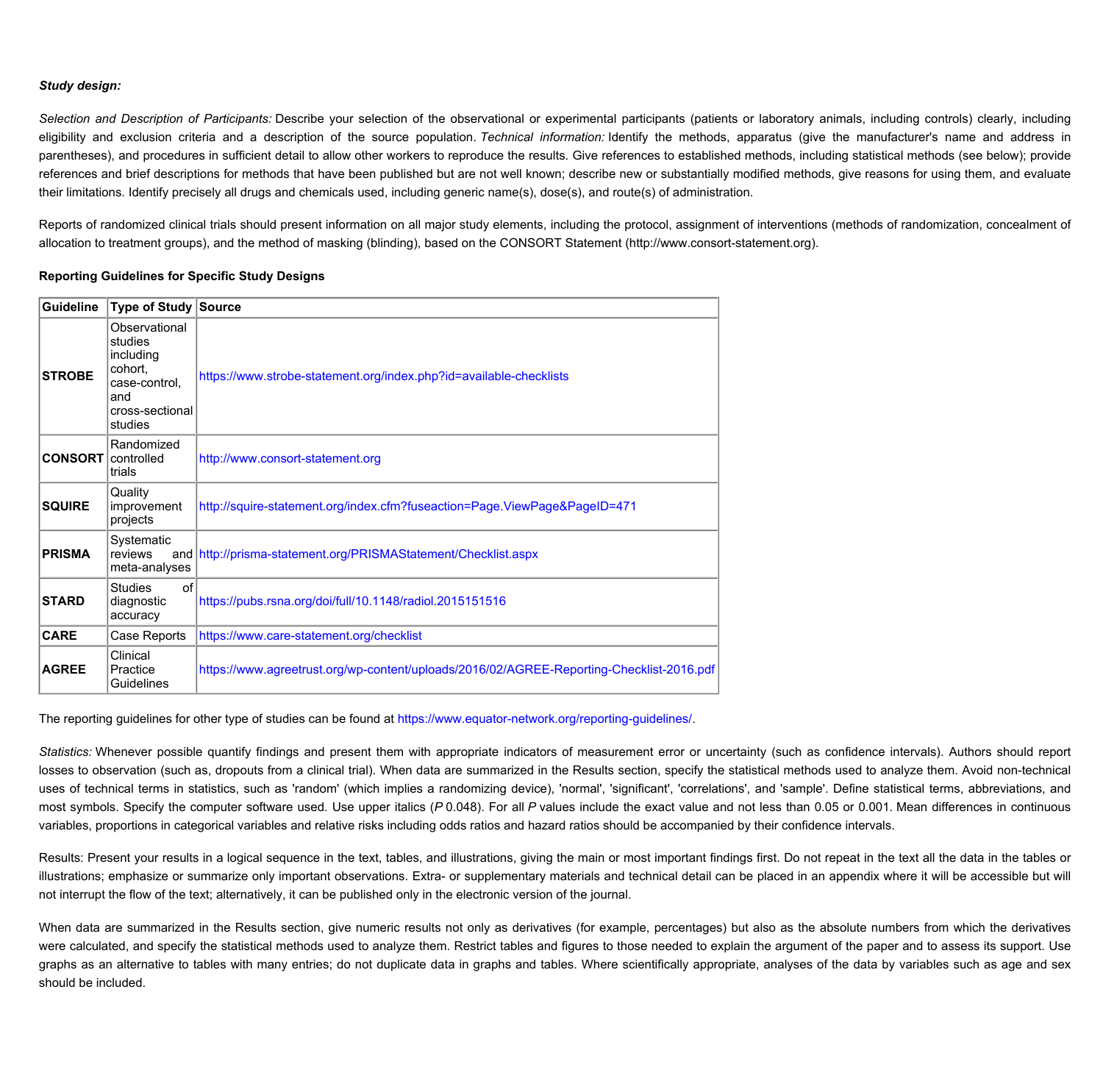***Study design:***

*Selection and Description of Participants:* Describe your selection of the observational or experimental participants (patients or laboratory animals, including controls) clearly, including eligibility and exclusion criteria and a description of the source population. *Technical information:* Identify the methods, apparatus (give the manufacturer's name and address in parentheses), and procedures in sufficient detail to allow other workers to reproduce the results. Give references to established methods, including statistical methods (see below); provide references and brief descriptions for methods that have been published but are not well known; describe new or substantially modified methods, give reasons for using them, and evaluate their limitations. Identify precisely all drugs and chemicals used, including generic name(s), dose(s), and route(s) of administration.

Reports of randomized clinical trials should present information on all major study elements, including the protocol, assignment of interventions (methods of randomization, concealment of allocation to treatment groups), and the method of masking (blinding), based on the CONSORT Statement (http://www.consort-statement.org).

**Reporting Guidelines for Specific Study Designs**

| Guideline | Type of Study | Source |
| --- | --- | --- |
| **STROBE** | Observational studies including cohort, case-control, and cross-sectional studies | https://www.strobe-statement.org/index.php?id=available-checklists |
| **CONSORT** | Randomized controlled trials | http://www.consort-statement.org |
| **SQUIRE** | Quality improvement projects | http://squire-statement.org/index.cfm?fuseaction=Page.ViewPage&PageID=471 |
| **PRISMA** | Systematic reviews and meta-analyses | http://prisma-statement.org/PRISMAStatement/Checklist.aspx |
| **STARD** | Studies of diagnostic accuracy | https://pubs.rsna.org/doi/full/10.1148/radiol.2015151516 |
| **CARE** | Case Reports | https://www.care-statement.org/checklist |
| **AGREE** | Clinical Practice Guidelines | https://www.agreetrust.org/wp-content/uploads/2016/02/AGREE-Reporting-Checklist-2016.pdf |

The reporting guidelines for other type of studies can be found at https://www.equator-network.org/reporting-guidelines/.

*Statistics:* Whenever possible quantify findings and present them with appropriate indicators of measurement error or uncertainty (such as confidence intervals). Authors should report losses to observation (such as, dropouts from a clinical trial). When data are summarized in the Results section, specify the statistical methods used to analyze them. Avoid non-technical uses of technical terms in statistics, such as 'random' (which implies a randomizing device), 'normal', 'significant', 'correlations', and 'sample'. Define statistical terms, abbreviations, and most symbols. Specify the computer software used. Use upper italics (*P* 0.048). For all *P* values include the exact value and not less than 0.05 or 0.001. Mean differences in continuous variables, proportions in categorical variables and relative risks including odds ratios and hazard ratios should be accompanied by their confidence intervals.

Results: Present your results in a logical sequence in the text, tables, and illustrations, giving the main or most important findings first. Do not repeat in the text all the data in the tables or illustrations; emphasize or summarize only important observations. Extra- or supplementary materials and technical detail can be placed in an appendix where it will be accessible but will not interrupt the flow of the text; alternatively, it can be published only in the electronic version of the journal.

When data are summarized in the Results section, give numeric results not only as derivatives (for example, percentages) but also as the absolute numbers from which the derivatives were calculated, and specify the statistical methods used to analyze them. Restrict tables and figures to those needed to explain the argument of the paper and to assess its support. Use graphs as an alternative to tables with many entries; do not duplicate data in graphs and tables. Where scientifically appropriate, analyses of the data by variables such as age and sex should be included.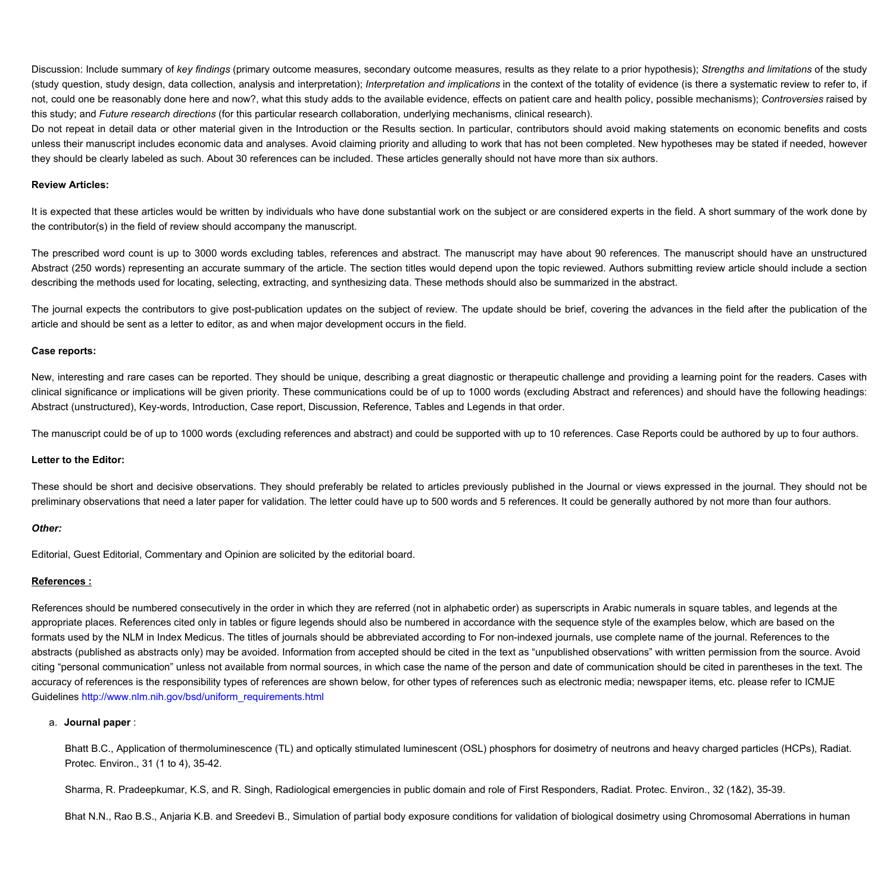Discussion: Include summary of *key findings* (primary outcome measures, secondary outcome measures, results as they relate to a prior hypothesis); *Strengths and limitations* of the study (study question, study design, data collection, analysis and interpretation); *Interpretation and implications* in the context of the totality of evidence (is there a systematic review to refer to, if not, could one be reasonably done here and now?, what this study adds to the available evidence, effects on patient care and health policy, possible mechanisms); *Controversies* raised by this study; and *Future research directions* (for this particular research collaboration, underlying mechanisms, clinical research).

Do not repeat in detail data or other material given in the Introduction or the Results section. In particular, contributors should avoid making statements on economic benefits and costs unless their manuscript includes economic data and analyses. Avoid claiming priority and alluding to work that has not been completed. New hypotheses may be stated if needed, however they should be clearly labeled as such. About 30 references can be included. These articles generally should not have more than six authors.

**Review Articles:**

It is expected that these articles would be written by individuals who have done substantial work on the subject or are considered experts in the field. A short summary of the work done by the contributor(s) in the field of review should accompany the manuscript.

The prescribed word count is up to 3000 words excluding tables, references and abstract. The manuscript may have about 90 references. The manuscript should have an unstructured Abstract (250 words) representing an accurate summary of the article. The section titles would depend upon the topic reviewed. Authors submitting review article should include a section describing the methods used for locating, selecting, extracting, and synthesizing data. These methods should also be summarized in the abstract.

The journal expects the contributors to give post-publication updates on the subject of review. The update should be brief, covering the advances in the field after the publication of the article and should be sent as a letter to editor, as and when major development occurs in the field.

**Case reports:**

New, interesting and rare cases can be reported. They should be unique, describing a great diagnostic or therapeutic challenge and providing a learning point for the readers. Cases with clinical significance or implications will be given priority. These communications could be of up to 1000 words (excluding Abstract and references) and should have the following headings: Abstract (unstructured), Key-words, Introduction, Case report, Discussion, Reference, Tables and Legends in that order.

The manuscript could be of up to 1000 words (excluding references and abstract) and could be supported with up to 10 references. Case Reports could be authored by up to four authors.

**Letter to the Editor:**

These should be short and decisive observations. They should preferably be related to articles previously published in the Journal or views expressed in the journal. They should not be preliminary observations that need a later paper for validation. The letter could have up to 500 words and 5 references. It could be generally authored by not more than four authors.

***Other:***

Editorial, Guest Editorial, Commentary and Opinion are solicited by the editorial board.

**References :**

References should be numbered consecutively in the order in which they are referred (not in alphabetic order) as superscripts in Arabic numerals in square tables, and legends at the appropriate places. References cited only in tables or figure legends should also be numbered in accordance with the sequence style of the examples below, which are based on the formats used by the NLM in Index Medicus. The titles of journals should be abbreviated according to For non-indexed journals, use complete name of the journal. References to the abstracts (published as abstracts only) may be avoided. Information from accepted should be cited in the text as "unpublished observations" with written permission from the source. Avoid citing "personal communication" unless not available from normal sources, in which case the name of the person and date of communication should be cited in parentheses in the text. The accuracy of references is the responsibility types of references are shown below, for other types of references such as electronic media; newspaper items, etc. please refer to ICMJE Guidelines http://www.nlm.nih.gov/bsd/uniform_requirements.html

a. **Journal paper** :

   Bhatt B.C., Application of thermoluminescence (TL) and optically stimulated luminescent (OSL) phosphors for dosimetry of neutrons and heavy charged particles (HCPs), Radiat. Protec. Environ., 31 (1 to 4), 35-42.

   Sharma, R. Pradeepkumar, K.S, and R. Singh, Radiological emergencies in public domain and role of First Responders, Radiat. Protec. Environ., 32 (1&2), 35-39.

   Bhat N.N., Rao B.S., Anjaria K.B. and Sreedevi B., Simulation of partial body exposure conditions for validation of biological dosimetry using Chromosomal Aberrations in human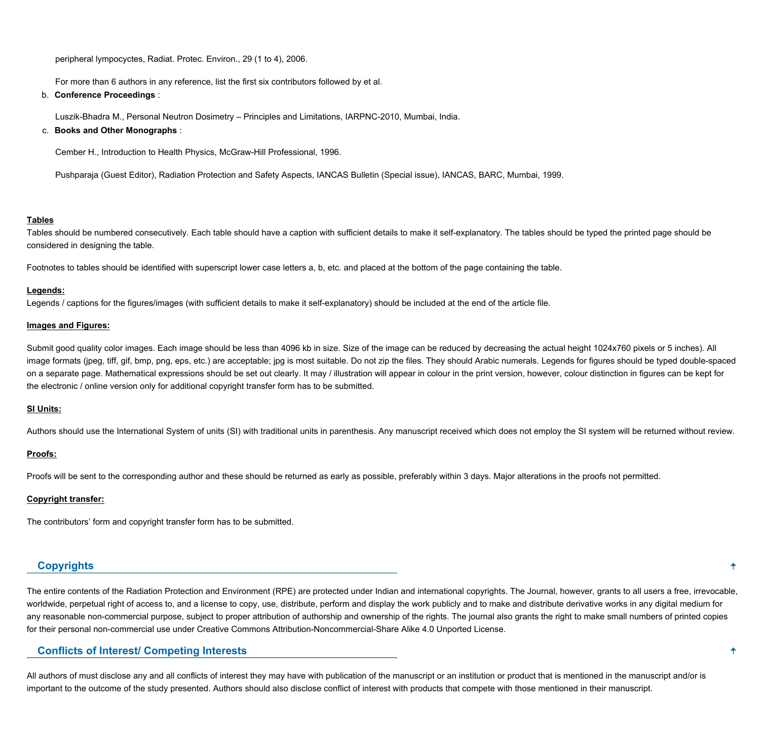peripheral lympocyctes, Radiat. Protec. Environ., 29 (1 to 4), 2006.

For more than 6 authors in any reference, list the first six contributors followed by et al.

b. **Conference Proceedings** :

Luszik-Bhadra M., Personal Neutron Dosimetry – Principles and Limitations, IARPNC-2010, Mumbai, India.

c. **Books and Other Monographs** :

Cember H., Introduction to Health Physics, McGraw-Hill Professional, 1996.

Pushparaja (Guest Editor), Radiation Protection and Safety Aspects, IANCAS Bulletin (Special issue), IANCAS, BARC, Mumbai, 1999.

**Tables**

Tables should be numbered consecutively. Each table should have a caption with sufficient details to make it self-explanatory. The tables should be typed the printed page should be considered in designing the table.

Footnotes to tables should be identified with superscript lower case letters a, b, etc. and placed at the bottom of the page containing the table.

**Legends:**

Legends / captions for the figures/images (with sufficient details to make it self-explanatory) should be included at the end of the article file.

**Images and Figures:**

Submit good quality color images. Each image should be less than 4096 kb in size. Size of the image can be reduced by decreasing the actual height 1024x760 pixels or 5 inches). All image formats (jpeg, tiff, gif, bmp, png, eps, etc.) are acceptable; jpg is most suitable. Do not zip the files. They should Arabic numerals. Legends for figures should be typed double-spaced on a separate page. Mathematical expressions should be set out clearly. It may / illustration will appear in colour in the print version, however, colour distinction in figures can be kept for the electronic / online version only for additional copyright transfer form has to be submitted.

**SI Units:**

Authors should use the International System of units (SI) with traditional units in parenthesis. Any manuscript received which does not employ the SI system will be returned without review.

**Proofs:**

Proofs will be sent to the corresponding author and these should be returned as early as possible, preferably within 3 days. Major alterations in the proofs not permitted.

**Copyright transfer:**

The contributors' form and copyright transfer form has to be submitted.

## Copyrights

The entire contents of the Radiation Protection and Environment (RPE) are protected under Indian and international copyrights. The Journal, however, grants to all users a free, irrevocable, worldwide, perpetual right of access to, and a license to copy, use, distribute, perform and display the work publicly and to make and distribute derivative works in any digital medium for any reasonable non-commercial purpose, subject to proper attribution of authorship and ownership of the rights. The journal also grants the right to make small numbers of printed copies for their personal non-commercial use under Creative Commons Attribution-Noncommercial-Share Alike 4.0 Unported License.

## Conflicts of Interest/ Competing Interests

All authors of must disclose any and all conflicts of interest they may have with publication of the manuscript or an institution or product that is mentioned in the manuscript and/or is important to the outcome of the study presented. Authors should also disclose conflict of interest with products that compete with those mentioned in their manuscript.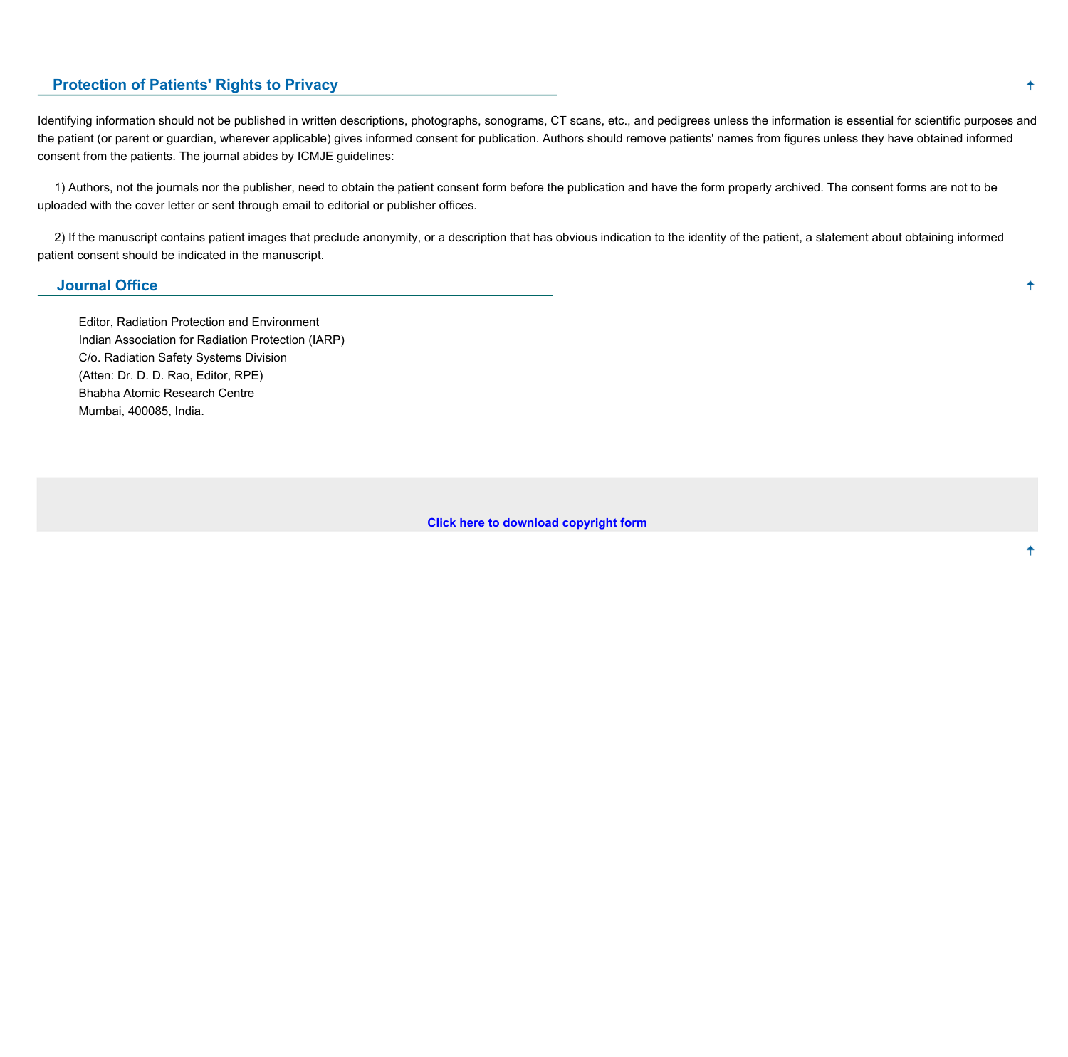## Protection of Patients' Rights to Privacy

Identifying information should not be published in written descriptions, photographs, sonograms, CT scans, etc., and pedigrees unless the information is essential for scientific purposes and the patient (or parent or guardian, wherever applicable) gives informed consent for publication. Authors should remove patients' names from figures unless they have obtained informed consent from the patients. The journal abides by ICMJE guidelines:

1) Authors, not the journals nor the publisher, need to obtain the patient consent form before the publication and have the form properly archived. The consent forms are not to be uploaded with the cover letter or sent through email to editorial or publisher offices.

2) If the manuscript contains patient images that preclude anonymity, or a description that has obvious indication to the identity of the patient, a statement about obtaining informed patient consent should be indicated in the manuscript.

## Journal Office

Editor, Radiation Protection and Environment
Indian Association for Radiation Protection (IARP)
C/o. Radiation Safety Systems Division
(Atten: Dr. D. D. Rao, Editor, RPE)
Bhabha Atomic Research Centre
Mumbai, 400085, India.

**Click here to download copyright form**